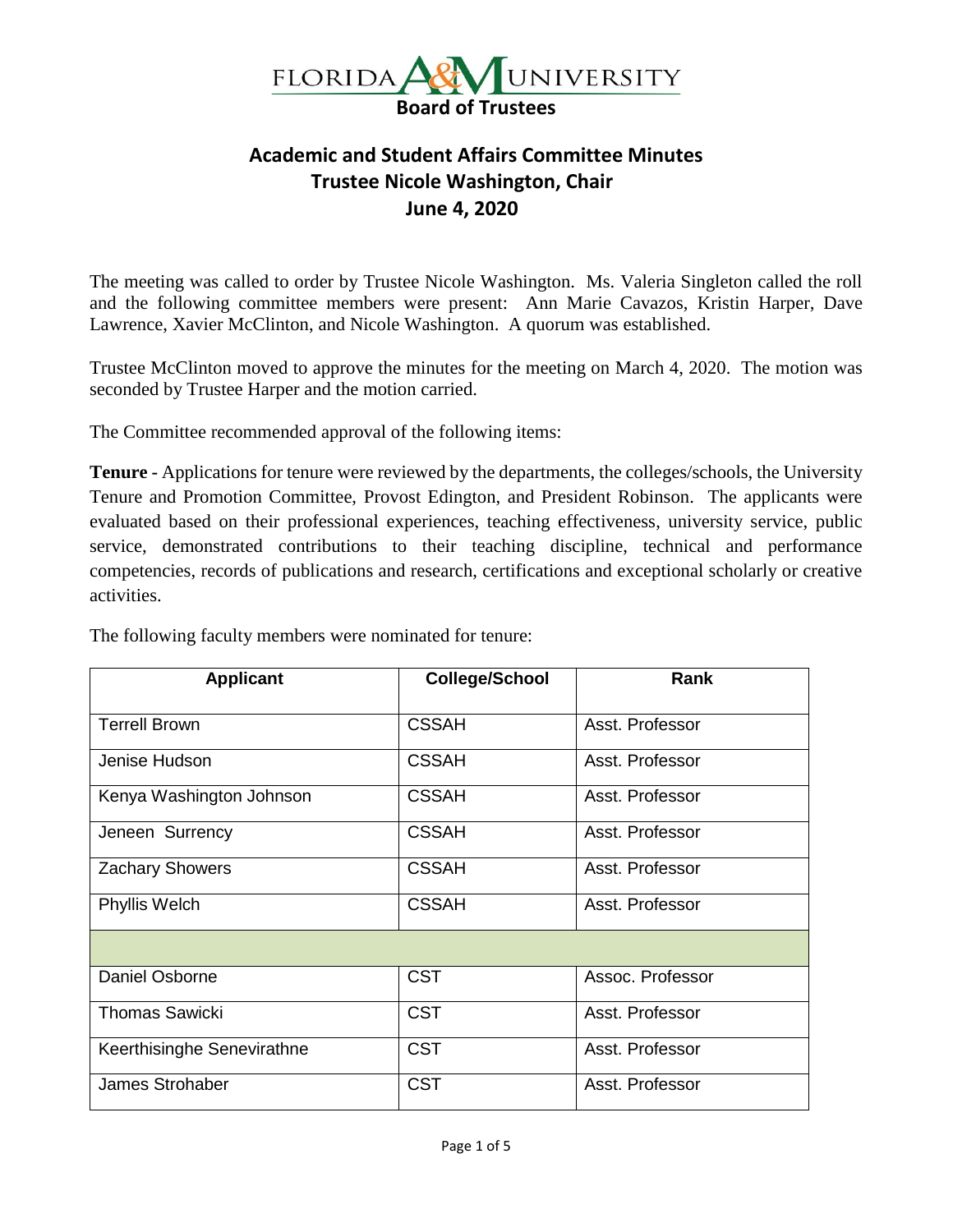FLORIDA A&M UNIVERSITY
**Board of Trustees**

# Academic and Student Affairs Committee Minutes
## Trustee Nicole Washington, Chair
## June 4, 2020

The meeting was called to order by Trustee Nicole Washington. Ms. Valeria Singleton called the roll and the following committee members were present: Ann Marie Cavazos, Kristin Harper, Dave Lawrence, Xavier McClinton, and Nicole Washington. A quorum was established.

Trustee McClinton moved to approve the minutes for the meeting on March 4, 2020. The motion was seconded by Trustee Harper and the motion carried.

The Committee recommended approval of the following items:

**Tenure -** Applications for tenure were reviewed by the departments, the colleges/schools, the University Tenure and Promotion Committee, Provost Edington, and President Robinson. The applicants were evaluated based on their professional experiences, teaching effectiveness, university service, public service, demonstrated contributions to their teaching discipline, technical and performance competencies, records of publications and research, certifications and exceptional scholarly or creative activities.

The following faculty members were nominated for tenure:

| Applicant | College/School | Rank |
|---|---|---|
| Terrell Brown | CSSAH | Asst. Professor |
| Jenise Hudson | CSSAH | Asst. Professor |
| Kenya Washington Johnson | CSSAH | Asst. Professor |
| Jeneen Surrency | CSSAH | Asst. Professor |
| Zachary Showers | CSSAH | Asst. Professor |
| Phyllis Welch | CSSAH | Asst. Professor |
| | | |
| Daniel Osborne | CST | Assoc. Professor |
| Thomas Sawicki | CST | Asst. Professor |
| Keerthisinghe Senevirathne | CST | Asst. Professor |
| James Strohaber | CST | Asst. Professor |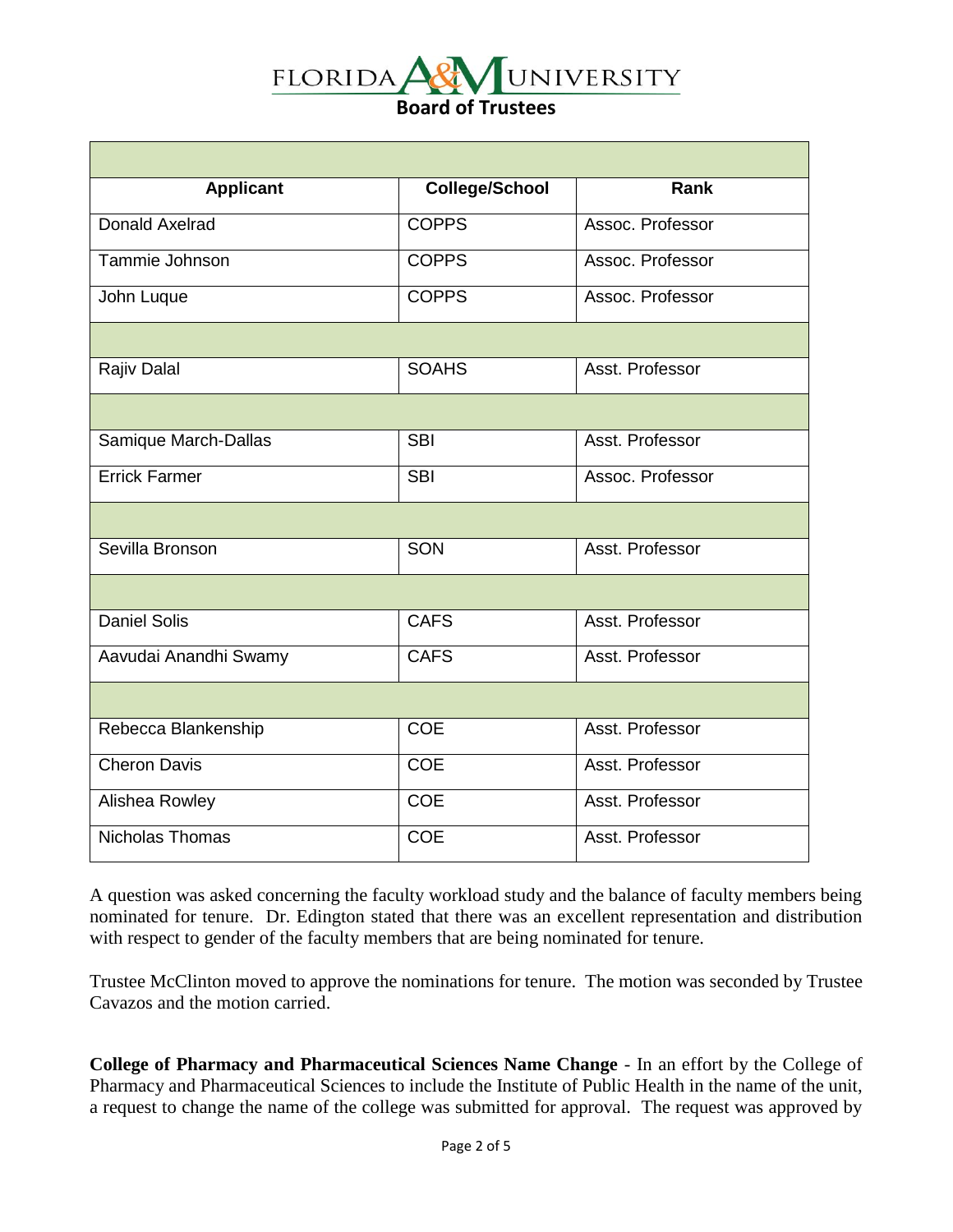| Applicant | College/School | Rank |
| --- | --- | --- |
| Donald Axelrad | COPPS | Assoc. Professor |
| Tammie Johnson | COPPS | Assoc. Professor |
| John Luque | COPPS | Assoc. Professor |
| | | |
| Rajiv Dalal | SOAHS | Asst. Professor |
| | | |
| Samique March-Dallas | SBI | Asst. Professor |
| Errick Farmer | SBI | Assoc. Professor |
| | | |
| Sevilla Bronson | SON | Asst. Professor |
| | | |
| Daniel Solis | CAFS | Asst. Professor |
| Aavudai Anandhi Swamy | CAFS | Asst. Professor |
| | | |
| Rebecca Blankenship | COE | Asst. Professor |
| Cheron Davis | COE | Asst. Professor |
| Alishea Rowley | COE | Asst. Professor |
| Nicholas Thomas | COE | Asst. Professor |

A question was asked concerning the faculty workload study and the balance of faculty members being nominated for tenure. Dr. Edington stated that there was an excellent representation and distribution with respect to gender of the faculty members that are being nominated for tenure.

Trustee McClinton moved to approve the nominations for tenure. The motion was seconded by Trustee Cavazos and the motion carried.

**College of Pharmacy and Pharmaceutical Sciences Name Change** - In an effort by the College of Pharmacy and Pharmaceutical Sciences to include the Institute of Public Health in the name of the unit, a request to change the name of the college was submitted for approval. The request was approved by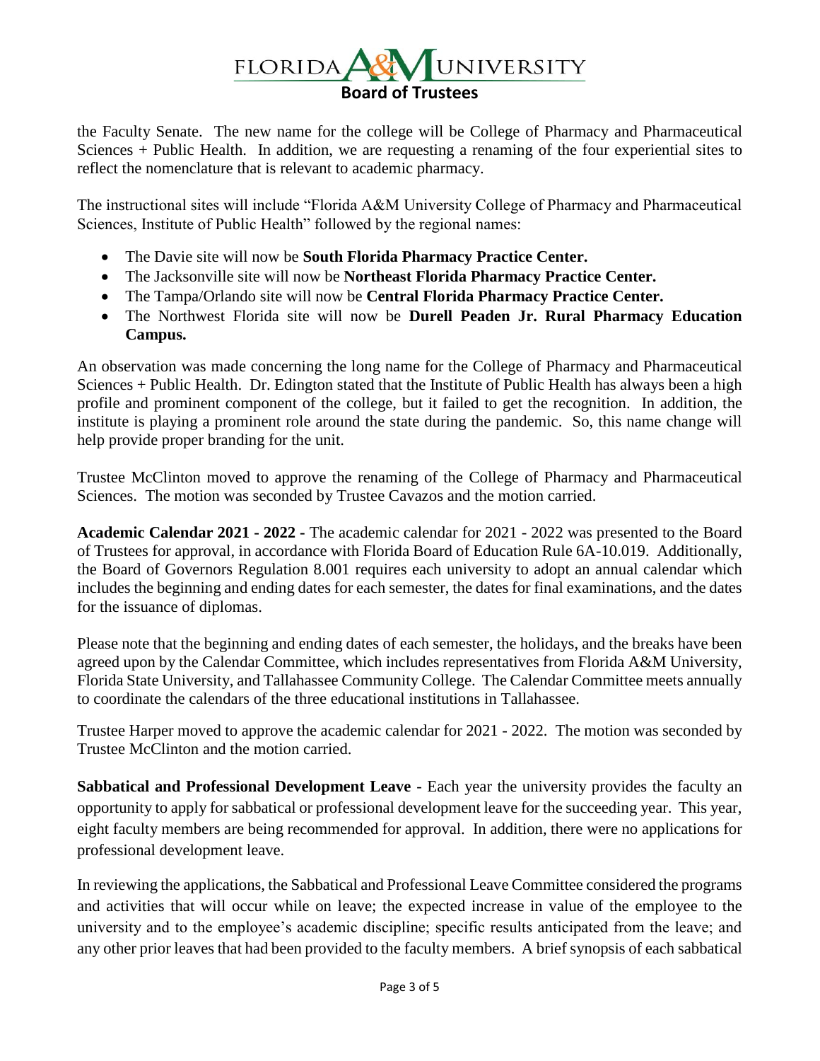the Faculty Senate. The new name for the college will be College of Pharmacy and Pharmaceutical Sciences + Public Health. In addition, we are requesting a renaming of the four experiential sites to reflect the nomenclature that is relevant to academic pharmacy.

The instructional sites will include "Florida A&M University College of Pharmacy and Pharmaceutical Sciences, Institute of Public Health" followed by the regional names:

- The Davie site will now be **South Florida Pharmacy Practice Center.**
- The Jacksonville site will now be **Northeast Florida Pharmacy Practice Center.**
- The Tampa/Orlando site will now be **Central Florida Pharmacy Practice Center.**
- The Northwest Florida site will now be **Durell Peaden Jr. Rural Pharmacy Education Campus.**

An observation was made concerning the long name for the College of Pharmacy and Pharmaceutical Sciences + Public Health. Dr. Edington stated that the Institute of Public Health has always been a high profile and prominent component of the college, but it failed to get the recognition. In addition, the institute is playing a prominent role around the state during the pandemic. So, this name change will help provide proper branding for the unit.

Trustee McClinton moved to approve the renaming of the College of Pharmacy and Pharmaceutical Sciences. The motion was seconded by Trustee Cavazos and the motion carried.

**Academic Calendar 2021 - 2022 -** The academic calendar for 2021 - 2022 was presented to the Board of Trustees for approval, in accordance with Florida Board of Education Rule 6A-10.019. Additionally, the Board of Governors Regulation 8.001 requires each university to adopt an annual calendar which includes the beginning and ending dates for each semester, the dates for final examinations, and the dates for the issuance of diplomas.

Please note that the beginning and ending dates of each semester, the holidays, and the breaks have been agreed upon by the Calendar Committee, which includes representatives from Florida A&M University, Florida State University, and Tallahassee Community College. The Calendar Committee meets annually to coordinate the calendars of the three educational institutions in Tallahassee.

Trustee Harper moved to approve the academic calendar for 2021 - 2022. The motion was seconded by Trustee McClinton and the motion carried.

**Sabbatical and Professional Development Leave** - Each year the university provides the faculty an opportunity to apply for sabbatical or professional development leave for the succeeding year. This year, eight faculty members are being recommended for approval. In addition, there were no applications for professional development leave.

In reviewing the applications, the Sabbatical and Professional Leave Committee considered the programs and activities that will occur while on leave; the expected increase in value of the employee to the university and to the employee's academic discipline; specific results anticipated from the leave; and any other prior leaves that had been provided to the faculty members. A brief synopsis of each sabbatical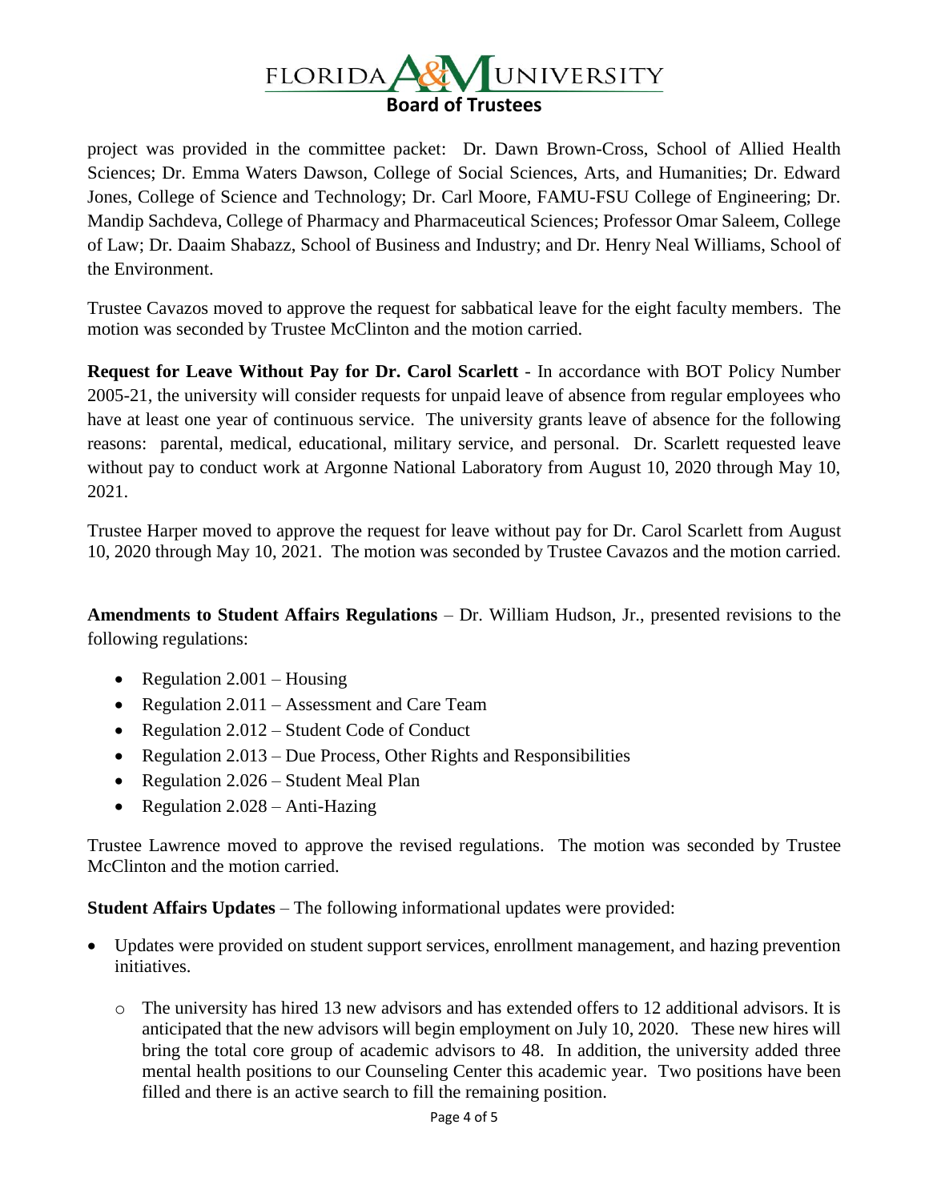project was provided in the committee packet: Dr. Dawn Brown-Cross, School of Allied Health Sciences; Dr. Emma Waters Dawson, College of Social Sciences, Arts, and Humanities; Dr. Edward Jones, College of Science and Technology; Dr. Carl Moore, FAMU-FSU College of Engineering; Dr. Mandip Sachdeva, College of Pharmacy and Pharmaceutical Sciences; Professor Omar Saleem, College of Law; Dr. Daaim Shabazz, School of Business and Industry; and Dr. Henry Neal Williams, School of the Environment.

Trustee Cavazos moved to approve the request for sabbatical leave for the eight faculty members. The motion was seconded by Trustee McClinton and the motion carried.

**Request for Leave Without Pay for Dr. Carol Scarlett** - In accordance with BOT Policy Number 2005-21, the university will consider requests for unpaid leave of absence from regular employees who have at least one year of continuous service. The university grants leave of absence for the following reasons: parental, medical, educational, military service, and personal. Dr. Scarlett requested leave without pay to conduct work at Argonne National Laboratory from August 10, 2020 through May 10, 2021.

Trustee Harper moved to approve the request for leave without pay for Dr. Carol Scarlett from August 10, 2020 through May 10, 2021. The motion was seconded by Trustee Cavazos and the motion carried.

**Amendments to Student Affairs Regulations** – Dr. William Hudson, Jr., presented revisions to the following regulations:

- Regulation 2.001 – Housing
- Regulation 2.011 – Assessment and Care Team
- Regulation 2.012 – Student Code of Conduct
- Regulation 2.013 – Due Process, Other Rights and Responsibilities
- Regulation 2.026 – Student Meal Plan
- Regulation 2.028 – Anti-Hazing

Trustee Lawrence moved to approve the revised regulations. The motion was seconded by Trustee McClinton and the motion carried.

**Student Affairs Updates** – The following informational updates were provided:

- Updates were provided on student support services, enrollment management, and hazing prevention initiatives.
  - The university has hired 13 new advisors and has extended offers to 12 additional advisors. It is anticipated that the new advisors will begin employment on July 10, 2020. These new hires will bring the total core group of academic advisors to 48. In addition, the university added three mental health positions to our Counseling Center this academic year. Two positions have been filled and there is an active search to fill the remaining position.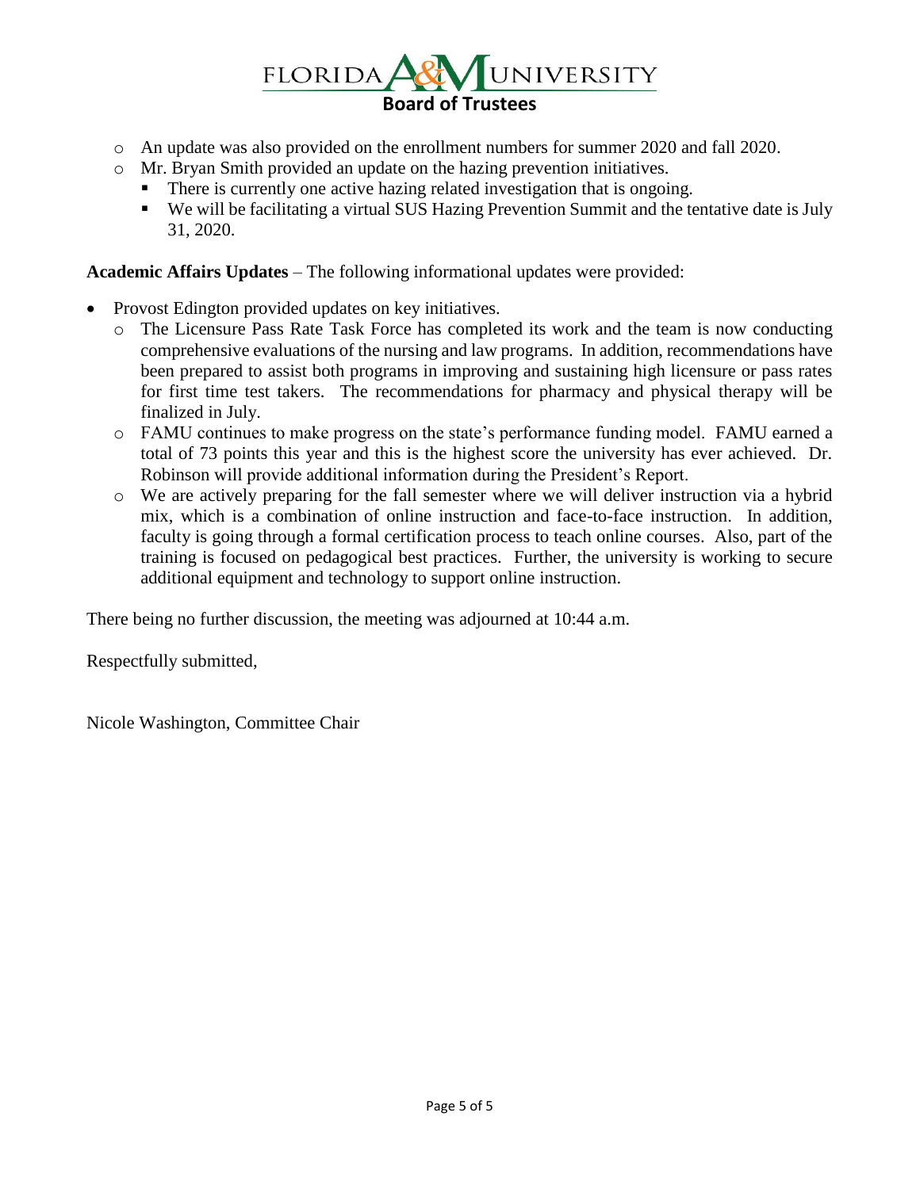- An update was also provided on the enrollment numbers for summer 2020 and fall 2020.
- Mr. Bryan Smith provided an update on the hazing prevention initiatives.
  - There is currently one active hazing related investigation that is ongoing.
  - We will be facilitating a virtual SUS Hazing Prevention Summit and the tentative date is July 31, 2020.

**Academic Affairs Updates** – The following informational updates were provided:

- Provost Edington provided updates on key initiatives.
  - The Licensure Pass Rate Task Force has completed its work and the team is now conducting comprehensive evaluations of the nursing and law programs. In addition, recommendations have been prepared to assist both programs in improving and sustaining high licensure or pass rates for first time test takers. The recommendations for pharmacy and physical therapy will be finalized in July.
  - FAMU continues to make progress on the state's performance funding model. FAMU earned a total of 73 points this year and this is the highest score the university has ever achieved. Dr. Robinson will provide additional information during the President's Report.
  - We are actively preparing for the fall semester where we will deliver instruction via a hybrid mix, which is a combination of online instruction and face-to-face instruction. In addition, faculty is going through a formal certification process to teach online courses. Also, part of the training is focused on pedagogical best practices. Further, the university is working to secure additional equipment and technology to support online instruction.

There being no further discussion, the meeting was adjourned at 10:44 a.m.

Respectfully submitted,

Nicole Washington, Committee Chair